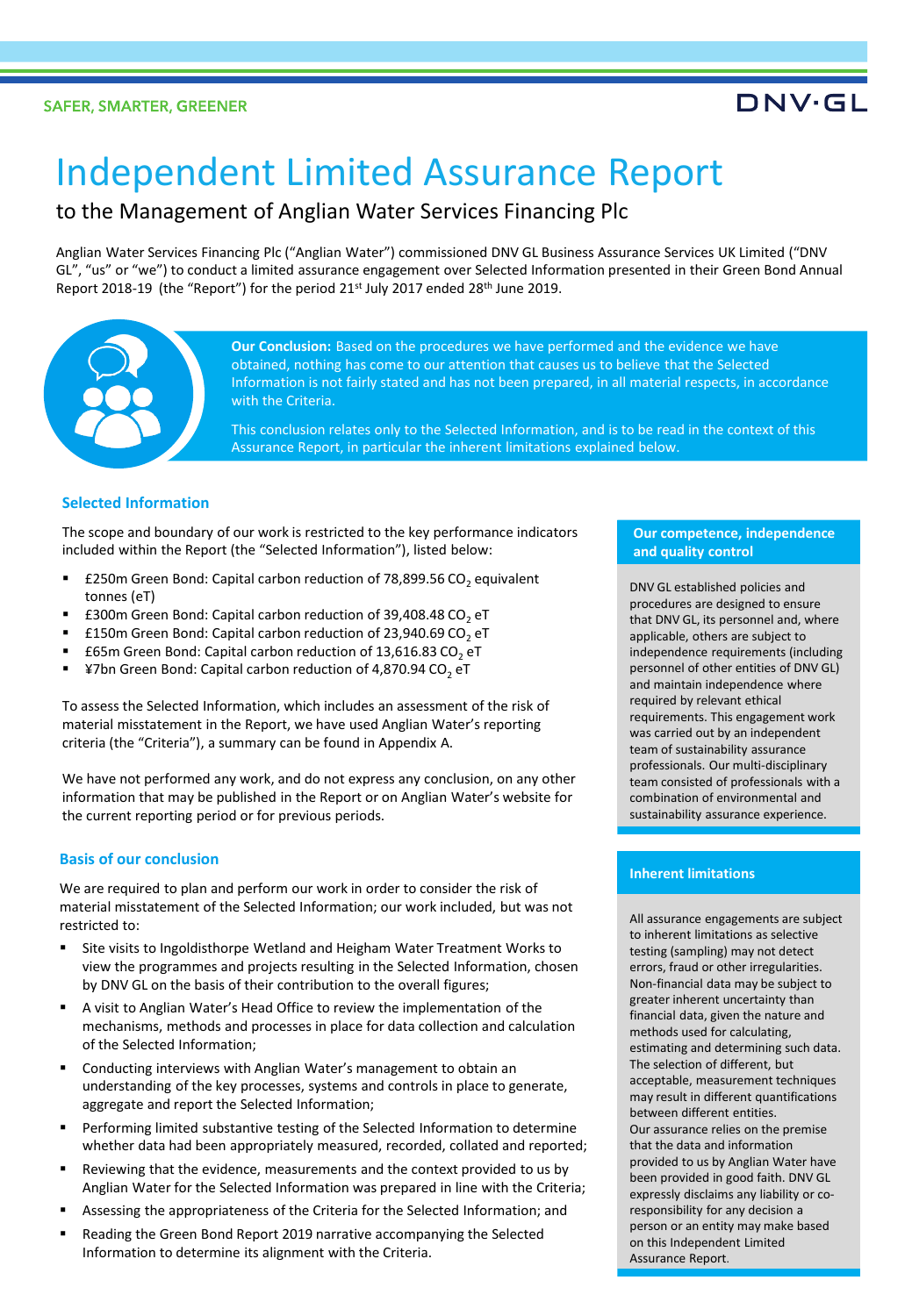SAFER, SMARTER, GREENER

DNV·GL

# Independent Limited Assurance Report

## to the Management of Anglian Water Services Financing Plc

Anglian Water Services Financing Plc ("Anglian Water") commissioned DNV GL Business Assurance Services UK Limited ("DNV GL", "us" or "we") to conduct a limited assurance engagement over Selected Information presented in their Green Bond Annual Report 2018-19 (the "Report") for the period 21st July 2017 ended 28th June 2019.

**Our Conclusion:** Based on the procedures we have performed and the evidence we have obtained, nothing has come to our attention that causes us to believe that the Selected Information is not fairly stated and has not been prepared, in all material respects, in accordance with the Criteria.

This conclusion relates only to the Selected Information, and is to be read in the context of this Assurance Report, in particular the inherent limitations explained below.

### Selected Information

The scope and boundary of our work is restricted to the key performance indicators included within the Report (the "Selected Information"), listed below:

- £250m Green Bond: Capital carbon reduction of 78,899.56 $CO_2$ equivalent tonnes (eT)
- £300m Green Bond: Capital carbon reduction of 39,408.48 $CO_2$ eT
- £150m Green Bond: Capital carbon reduction of 23,940.69 $CO_2$ eT
- £65m Green Bond: Capital carbon reduction of 13,616.83 $CO_2$ eT
- ¥7bn Green Bond: Capital carbon reduction of 4,870.94 $CO_2$ eT

To assess the Selected Information, which includes an assessment of the risk of material misstatement in the Report, we have used Anglian Water's reporting criteria (the "Criteria"), a summary can be found in Appendix A.

We have not performed any work, and do not express any conclusion, on any other information that may be published in the Report or on Anglian Water's website for the current reporting period or for previous periods.

### Basis of our conclusion

We are required to plan and perform our work in order to consider the risk of material misstatement of the Selected Information; our work included, but was not restricted to:

- Site visits to Ingoldisthorpe Wetland and Heigham Water Treatment Works to view the programmes and projects resulting in the Selected Information, chosen by DNV GL on the basis of their contribution to the overall figures;
- A visit to Anglian Water's Head Office to review the implementation of the mechanisms, methods and processes in place for data collection and calculation of the Selected Information;
- Conducting interviews with Anglian Water's management to obtain an understanding of the key processes, systems and controls in place to generate, aggregate and report the Selected Information;
- Performing limited substantive testing of the Selected Information to determine whether data had been appropriately measured, recorded, collated and reported;
- Reviewing that the evidence, measurements and the context provided to us by Anglian Water for the Selected Information was prepared in line with the Criteria;
- Assessing the appropriateness of the Criteria for the Selected Information; and
- Reading the Green Bond Report 2019 narrative accompanying the Selected Information to determine its alignment with the Criteria.

### Our competence, independence and quality control

DNV GL established policies and procedures are designed to ensure that DNV GL, its personnel and, where applicable, others are subject to independence requirements (including personnel of other entities of DNV GL) and maintain independence where required by relevant ethical requirements. This engagement work was carried out by an independent team of sustainability assurance professionals. Our multi-disciplinary team consisted of professionals with a combination of environmental and sustainability assurance experience.

### Inherent limitations

All assurance engagements are subject to inherent limitations as selective testing (sampling) may not detect errors, fraud or other irregularities. Non-financial data may be subject to greater inherent uncertainty than financial data, given the nature and methods used for calculating, estimating and determining such data. The selection of different, but acceptable, measurement techniques may result in different quantifications between different entities.

Our assurance relies on the premise that the data and information provided to us by Anglian Water have been provided in good faith. DNV GL expressly disclaims any liability or co-responsibility for any decision a person or an entity may make based on this Independent Limited Assurance Report.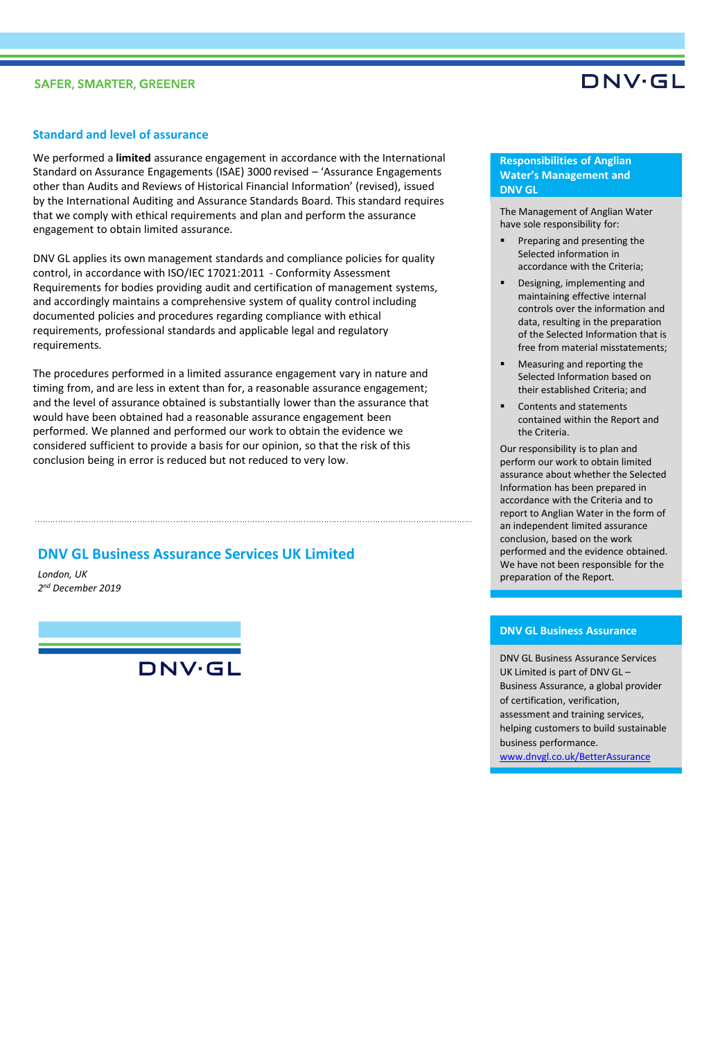## Standard and level of assurance

We performed a **limited** assurance engagement in accordance with the International Standard on Assurance Engagements (ISAE) 3000 revised – 'Assurance Engagements other than Audits and Reviews of Historical Financial Information' (revised), issued by the International Auditing and Assurance Standards Board. This standard requires that we comply with ethical requirements and plan and perform the assurance engagement to obtain limited assurance.

DNV GL applies its own management standards and compliance policies for quality control, in accordance with ISO/IEC 17021:2011 - Conformity Assessment Requirements for bodies providing audit and certification of management systems, and accordingly maintains a comprehensive system of quality control including documented policies and procedures regarding compliance with ethical requirements, professional standards and applicable legal and regulatory requirements.

The procedures performed in a limited assurance engagement vary in nature and timing from, and are less in extent than for, a reasonable assurance engagement; and the level of assurance obtained is substantially lower than the assurance that would have been obtained had a reasonable assurance engagement been performed. We planned and performed our work to obtain the evidence we considered sufficient to provide a basis for our opinion, so that the risk of this conclusion being in error is reduced but not reduced to very low.

## DNV GL Business Assurance Services UK Limited

*London, UK*
*2nd December 2019*

### Responsibilities of Anglian Water's Management and DNV GL

The Management of Anglian Water have sole responsibility for:

- Preparing and presenting the Selected Information in accordance with the Criteria;
- Designing, implementing and maintaining effective internal controls over the information and data, resulting in the preparation of the Selected Information that is free from material misstatements;
- Measuring and reporting the Selected Information based on their established Criteria; and
- Contents and statements contained within the Report and the Criteria.

Our responsibility is to plan and perform our work to obtain limited assurance about whether the Selected Information has been prepared in accordance with the Criteria and to report to Anglian Water in the form of an independent limited assurance conclusion, based on the work performed and the evidence obtained. We have not been responsible for the preparation of the Report.

### DNV GL Business Assurance

DNV GL Business Assurance Services UK Limited is part of DNV GL – Business Assurance, a global provider of certification, verification, assessment and training services, helping customers to build sustainable business performance.
www.dnvgl.co.uk/BetterAssurance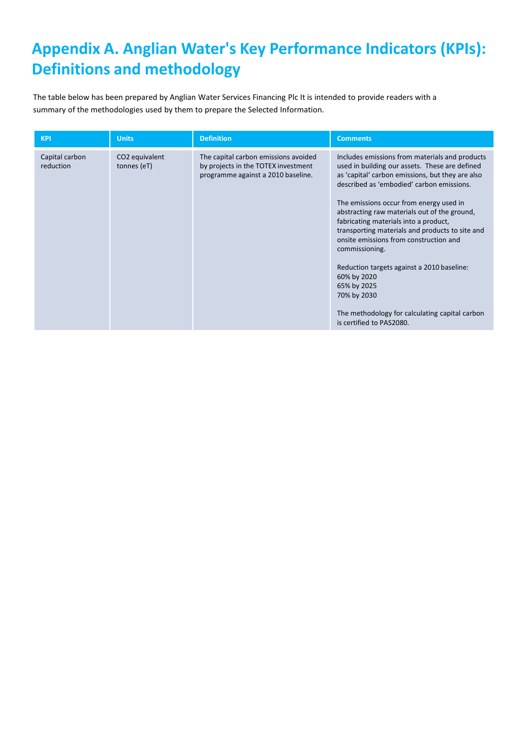# Appendix A. Anglian Water's Key Performance Indicators (KPIs): Definitions and methodology

The table below has been prepared by Anglian Water Services Financing Plc It is intended to provide readers with a summary of the methodologies used by them to prepare the Selected Information.

| KPI | Units | Definition | Comments |
|---|---|---|---|
| Capital carbon reduction | $CO_2$ equivalent tonnes (eT) | The capital carbon emissions avoided by projects in the TOTEX investment programme against a 2010 baseline. | Includes emissions from materials and products used in building our assets. These are defined as 'capital' carbon emissions, but they are also described as 'embodied' carbon emissions.<br><br>The emissions occur from energy used in abstracting raw materials out of the ground, fabricating materials into a product, transporting materials and products to site and onsite emissions from construction and commissioning.<br><br>Reduction targets against a 2010 baseline:<br>60% by 2020<br>65% by 2025<br>70% by 2030<br><br>The methodology for calculating capital carbon is certified to PAS2080. |